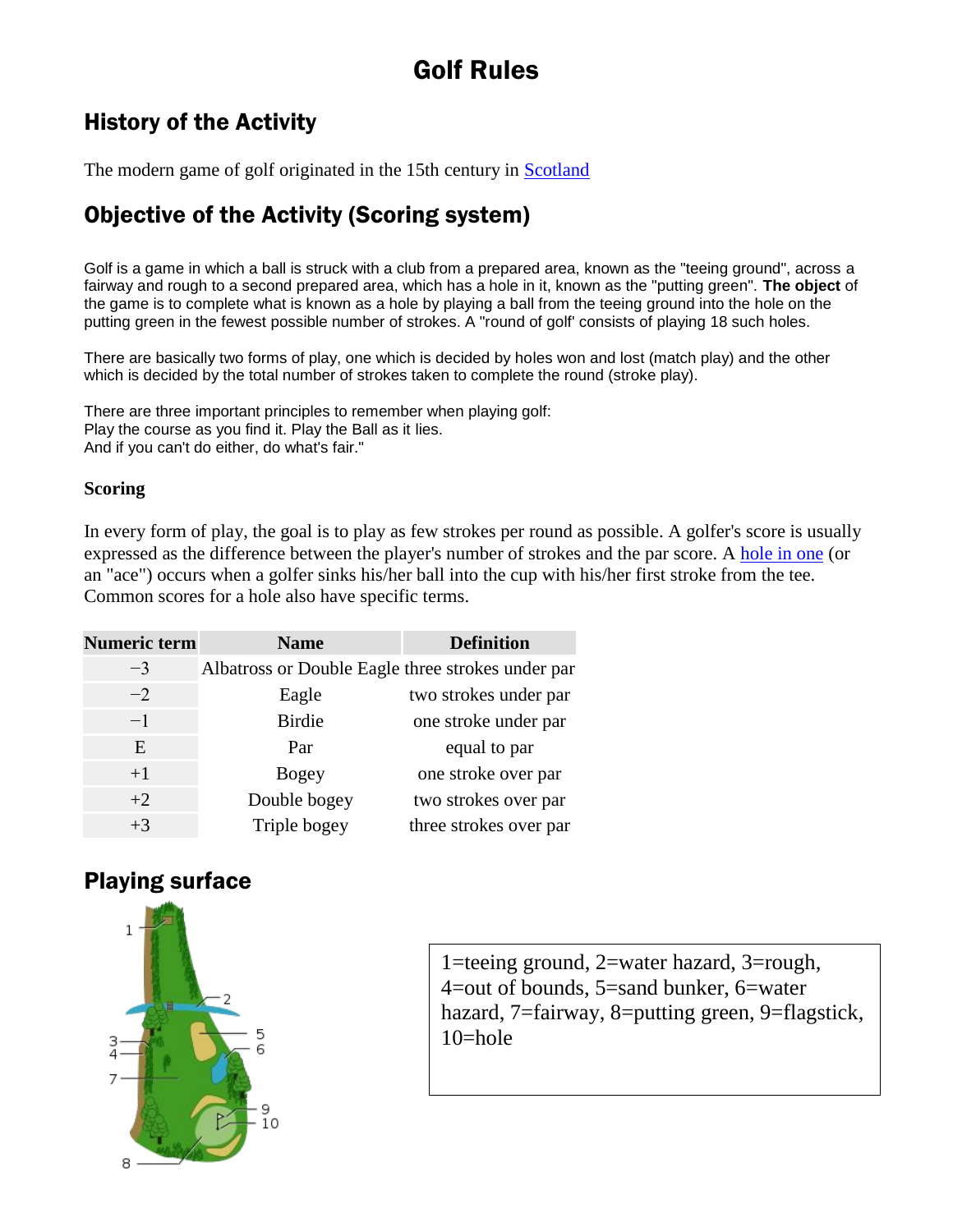# Golf Rules

## History of the Activity

The modern game of golf originated in the 15th century in Scotland

## Objective of the Activity (Scoring system)

Golf is a game in which a ball is struck with a club from a prepared area, known as the "teeing ground", across a fairway and rough to a second prepared area, which has a hole in it, known as the "putting green". **The object** of the game is to complete what is known as a hole by playing a ball from the teeing ground into the hole on the putting green in the fewest possible number of strokes. A "round of golf' consists of playing 18 such holes.

There are basically two forms of play, one which is decided by holes won and lost (match play) and the other which is decided by the total number of strokes taken to complete the round (stroke play).

There are three important principles to remember when playing golf:
Play the course as you find it. Play the Ball as it lies.
And if you can't do either, do what's fair."

### Scoring

In every form of play, the goal is to play as few strokes per round as possible. A golfer's score is usually expressed as the difference between the player's number of strokes and the par score. A hole in one (or an "ace") occurs when a golfer sinks his/her ball into the cup with his/her first stroke from the tee. Common scores for a hole also have specific terms.

| Numeric term | Name | Definition |
|---|---|---|
| −3 | Albatross or Double Eagle | three strokes under par |
| −2 | Eagle | two strokes under par |
| −1 | Birdie | one stroke under par |
| E | Par | equal to par |
| +1 | Bogey | one stroke over par |
| +2 | Double bogey | two strokes over par |
| +3 | Triple bogey | three strokes over par |

## Playing surface

1=teeing ground, 2=water hazard, 3=rough, 4=out of bounds, 5=sand bunker, 6=water hazard, 7=fairway, 8=putting green, 9=flagstick, 10=hole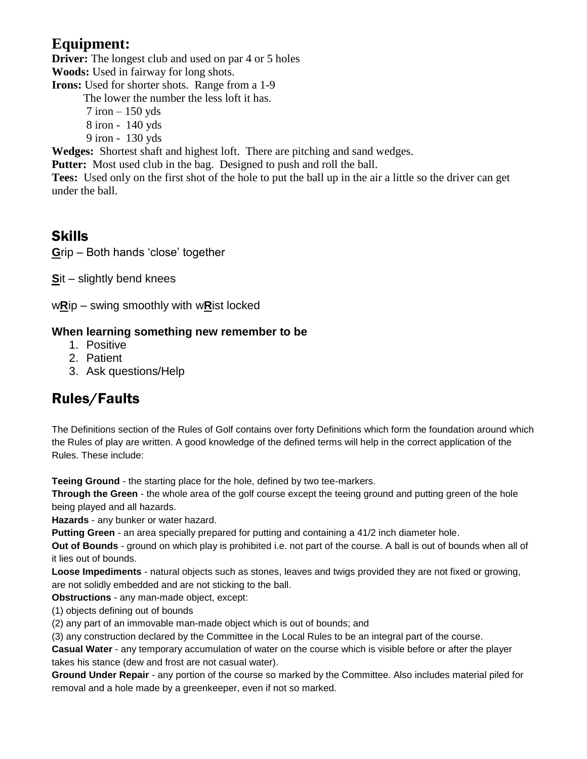## Equipment:

**Driver:** The longest club and used on par 4 or 5 holes
**Woods:** Used in fairway for long shots.
**Irons:** Used for shorter shots. Range from a 1-9
The lower the number the less loft it has.
7 iron – 150 yds
8 iron - 140 yds
9 iron - 130 yds
**Wedges:** Shortest shaft and highest loft. There are pitching and sand wedges.
**Putter:** Most used club in the bag. Designed to push and roll the ball.
**Tees:** Used only on the first shot of the hole to put the ball up in the air a little so the driver can get under the ball.

## Skills

**G**rip – Both hands 'close' together

**S**it – slightly bend knees

w**R**ip – swing smoothly with w**R**ist locked

### When learning something new remember to be

1. Positive
2. Patient
3. Ask questions/Help

## Rules/Faults

The Definitions section of the Rules of Golf contains over forty Definitions which form the foundation around which the Rules of play are written. A good knowledge of the defined terms will help in the correct application of the Rules. These include:

**Teeing Ground** - the starting place for the hole, defined by two tee-markers.
**Through the Green** - the whole area of the golf course except the teeing ground and putting green of the hole being played and all hazards.
**Hazards** - any bunker or water hazard.
**Putting Green** - an area specially prepared for putting and containing a 41/2 inch diameter hole.
**Out of Bounds** - ground on which play is prohibited i.e. not part of the course. A ball is out of bounds when all of it lies out of bounds.
**Loose Impediments** - natural objects such as stones, leaves and twigs provided they are not fixed or growing, are not solidly embedded and are not sticking to the ball.
**Obstructions** - any man-made object, except:
(1) objects defining out of bounds
(2) any part of an immovable man-made object which is out of bounds; and
(3) any construction declared by the Committee in the Local Rules to be an integral part of the course.
**Casual Water** - any temporary accumulation of water on the course which is visible before or after the player takes his stance (dew and frost are not casual water).
**Ground Under Repair** - any portion of the course so marked by the Committee. Also includes material piled for removal and a hole made by a greenkeeper, even if not so marked.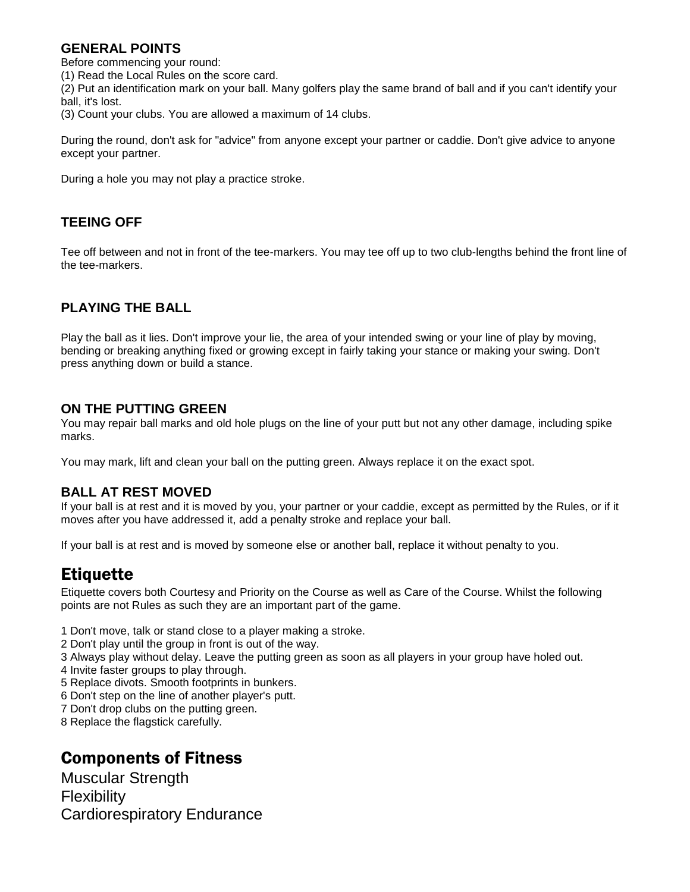### GENERAL POINTS

Before commencing your round:

(1) Read the Local Rules on the score card.

(2) Put an identification mark on your ball. Many golfers play the same brand of ball and if you can't identify your ball, it's lost.

(3) Count your clubs. You are allowed a maximum of 14 clubs.

During the round, don't ask for "advice" from anyone except your partner or caddie. Don't give advice to anyone except your partner.

During a hole you may not play a practice stroke.

### TEEING OFF

Tee off between and not in front of the tee-markers. You may tee off up to two club-lengths behind the front line of the tee-markers.

### PLAYING THE BALL

Play the ball as it lies. Don't improve your lie, the area of your intended swing or your line of play by moving, bending or breaking anything fixed or growing except in fairly taking your stance or making your swing. Don't press anything down or build a stance.

### ON THE PUTTING GREEN

You may repair ball marks and old hole plugs on the line of your putt but not any other damage, including spike marks.

You may mark, lift and clean your ball on the putting green. Always replace it on the exact spot.

### BALL AT REST MOVED

If your ball is at rest and it is moved by you, your partner or your caddie, except as permitted by the Rules, or if it moves after you have addressed it, add a penalty stroke and replace your ball.

If your ball is at rest and is moved by someone else or another ball, replace it without penalty to you.

## Etiquette

Etiquette covers both Courtesy and Priority on the Course as well as Care of the Course. Whilst the following points are not Rules as such they are an important part of the game.

1 Don't move, talk or stand close to a player making a stroke.
2 Don't play until the group in front is out of the way.
3 Always play without delay. Leave the putting green as soon as all players in your group have holed out.
4 Invite faster groups to play through.
5 Replace divots. Smooth footprints in bunkers.
6 Don't step on the line of another player's putt.
7 Don't drop clubs on the putting green.
8 Replace the flagstick carefully.

## Components of Fitness

Muscular Strength
Flexibility
Cardiorespiratory Endurance